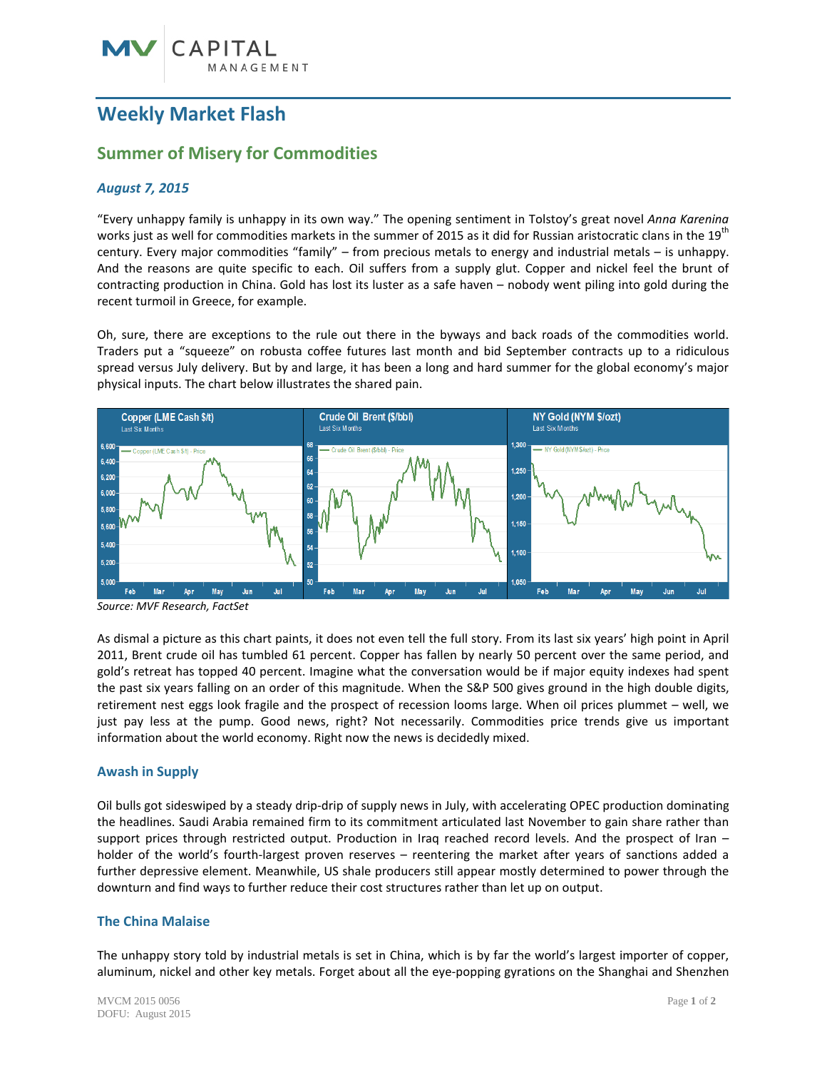# Weekly Market Flash

## Summer of Misery for Commodities

### *August 7, 2015*

"Every unhappy family is unhappy in its own way." The opening sentiment in Tolstoy's great novel *Anna Karenina* works just as well for commodities markets in the summer of 2015 as it did for Russian aristocratic clans in the 19th century. Every major commodities "family" – from precious metals to energy and industrial metals – is unhappy. And the reasons are quite specific to each. Oil suffers from a supply glut. Copper and nickel feel the brunt of contracting production in China. Gold has lost its luster as a safe haven – nobody went piling into gold during the recent turmoil in Greece, for example.

Oh, sure, there are exceptions to the rule out there in the byways and back roads of the commodities world. Traders put a "squeeze" on robusta coffee futures last month and bid September contracts up to a ridiculous spread versus July delivery. But by and large, it has been a long and hard summer for the global economy's major physical inputs. The chart below illustrates the shared pain.

*Source: MVF Research, FactSet*

As dismal a picture as this chart paints, it does not even tell the full story. From its last six years' high point in April 2011, Brent crude oil has tumbled 61 percent. Copper has fallen by nearly 50 percent over the same period, and gold's retreat has topped 40 percent. Imagine what the conversation would be if major equity indexes had spent the past six years falling on an order of this magnitude. When the S&P 500 gives ground in the high double digits, retirement nest eggs look fragile and the prospect of recession looms large. When oil prices plummet – well, we just pay less at the pump. Good news, right? Not necessarily. Commodities price trends give us important information about the world economy. Right now the news is decidedly mixed.

### Awash in Supply

Oil bulls got sideswiped by a steady drip-drip of supply news in July, with accelerating OPEC production dominating the headlines. Saudi Arabia remained firm to its commitment articulated last November to gain share rather than support prices through restricted output. Production in Iraq reached record levels. And the prospect of Iran – holder of the world's fourth-largest proven reserves – reentering the market after years of sanctions added a further depressive element. Meanwhile, US shale producers still appear mostly determined to power through the downturn and find ways to further reduce their cost structures rather than let up on output.

### The China Malaise

The unhappy story told by industrial metals is set in China, which is by far the world's largest importer of copper, aluminum, nickel and other key metals. Forget about all the eye-popping gyrations on the Shanghai and Shenzhen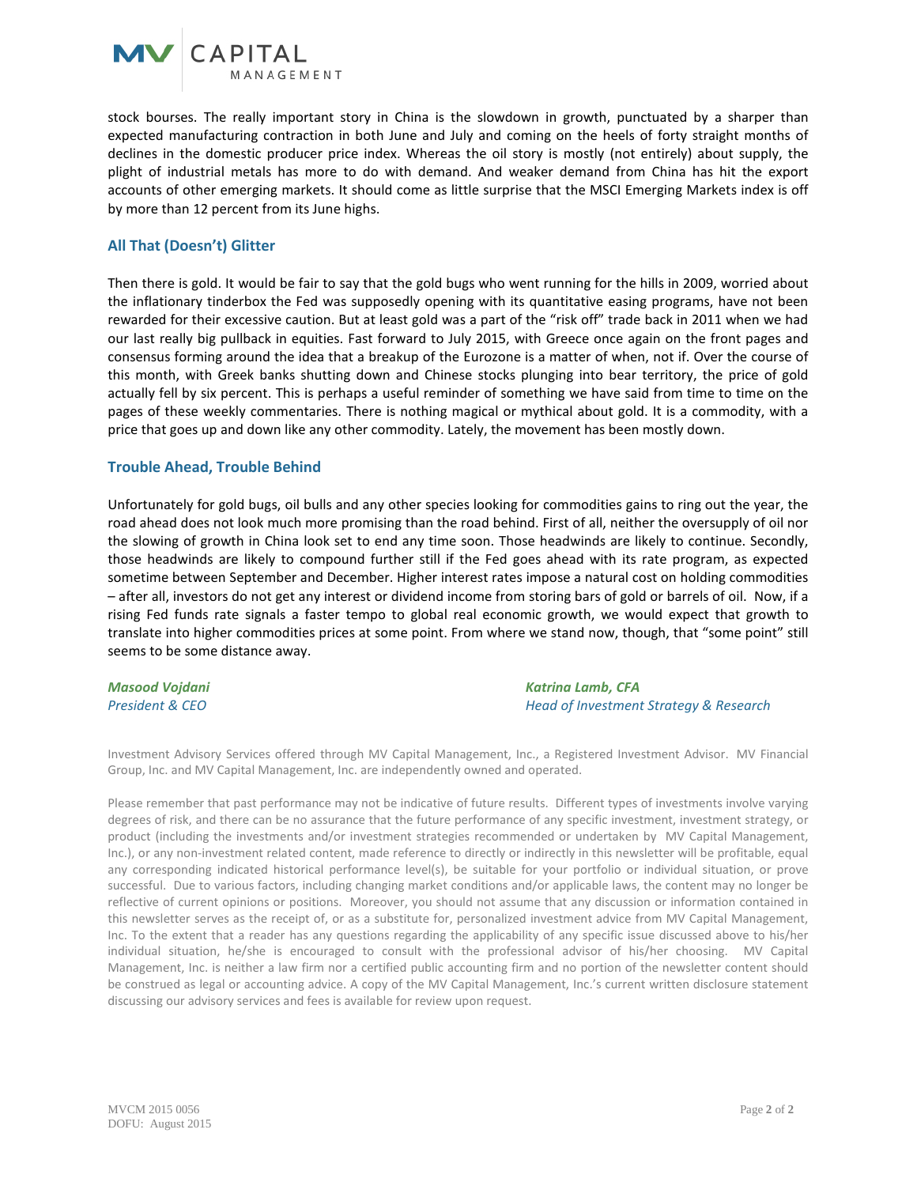stock bourses. The really important story in China is the slowdown in growth, punctuated by a sharper than expected manufacturing contraction in both June and July and coming on the heels of forty straight months of declines in the domestic producer price index. Whereas the oil story is mostly (not entirely) about supply, the plight of industrial metals has more to do with demand. And weaker demand from China has hit the export accounts of other emerging markets. It should come as little surprise that the MSCI Emerging Markets index is off by more than 12 percent from its June highs.

### All That (Doesn't) Glitter

Then there is gold. It would be fair to say that the gold bugs who went running for the hills in 2009, worried about the inflationary tinderbox the Fed was supposedly opening with its quantitative easing programs, have not been rewarded for their excessive caution. But at least gold was a part of the "risk off" trade back in 2011 when we had our last really big pullback in equities. Fast forward to July 2015, with Greece once again on the front pages and consensus forming around the idea that a breakup of the Eurozone is a matter of when, not if. Over the course of this month, with Greek banks shutting down and Chinese stocks plunging into bear territory, the price of gold actually fell by six percent. This is perhaps a useful reminder of something we have said from time to time on the pages of these weekly commentaries. There is nothing magical or mythical about gold. It is a commodity, with a price that goes up and down like any other commodity. Lately, the movement has been mostly down.

### Trouble Ahead, Trouble Behind

Unfortunately for gold bugs, oil bulls and any other species looking for commodities gains to ring out the year, the road ahead does not look much more promising than the road behind. First of all, neither the oversupply of oil nor the slowing of growth in China look set to end any time soon. Those headwinds are likely to continue. Secondly, those headwinds are likely to compound further still if the Fed goes ahead with its rate program, as expected sometime between September and December. Higher interest rates impose a natural cost on holding commodities – after all, investors do not get any interest or dividend income from storing bars of gold or barrels of oil. Now, if a rising Fed funds rate signals a faster tempo to global real economic growth, we would expect that growth to translate into higher commodities prices at some point. From where we stand now, though, that "some point" still seems to be some distance away.

*Masood Vojdani*
*President & CEO*

*Katrina Lamb, CFA*
*Head of Investment Strategy & Research*

Investment Advisory Services offered through MV Capital Management, Inc., a Registered Investment Advisor. MV Financial Group, Inc. and MV Capital Management, Inc. are independently owned and operated.

Please remember that past performance may not be indicative of future results. Different types of investments involve varying degrees of risk, and there can be no assurance that the future performance of any specific investment, investment strategy, or product (including the investments and/or investment strategies recommended or undertaken by MV Capital Management, Inc.), or any non-investment related content, made reference to directly or indirectly in this newsletter will be profitable, equal any corresponding indicated historical performance level(s), be suitable for your portfolio or individual situation, or prove successful. Due to various factors, including changing market conditions and/or applicable laws, the content may no longer be reflective of current opinions or positions. Moreover, you should not assume that any discussion or information contained in this newsletter serves as the receipt of, or as a substitute for, personalized investment advice from MV Capital Management, Inc. To the extent that a reader has any questions regarding the applicability of any specific issue discussed above to his/her individual situation, he/she is encouraged to consult with the professional advisor of his/her choosing. MV Capital Management, Inc. is neither a law firm nor a certified public accounting firm and no portion of the newsletter content should be construed as legal or accounting advice. A copy of the MV Capital Management, Inc.'s current written disclosure statement discussing our advisory services and fees is available for review upon request.

MVCM 2015 0056
DOFU: August 2015